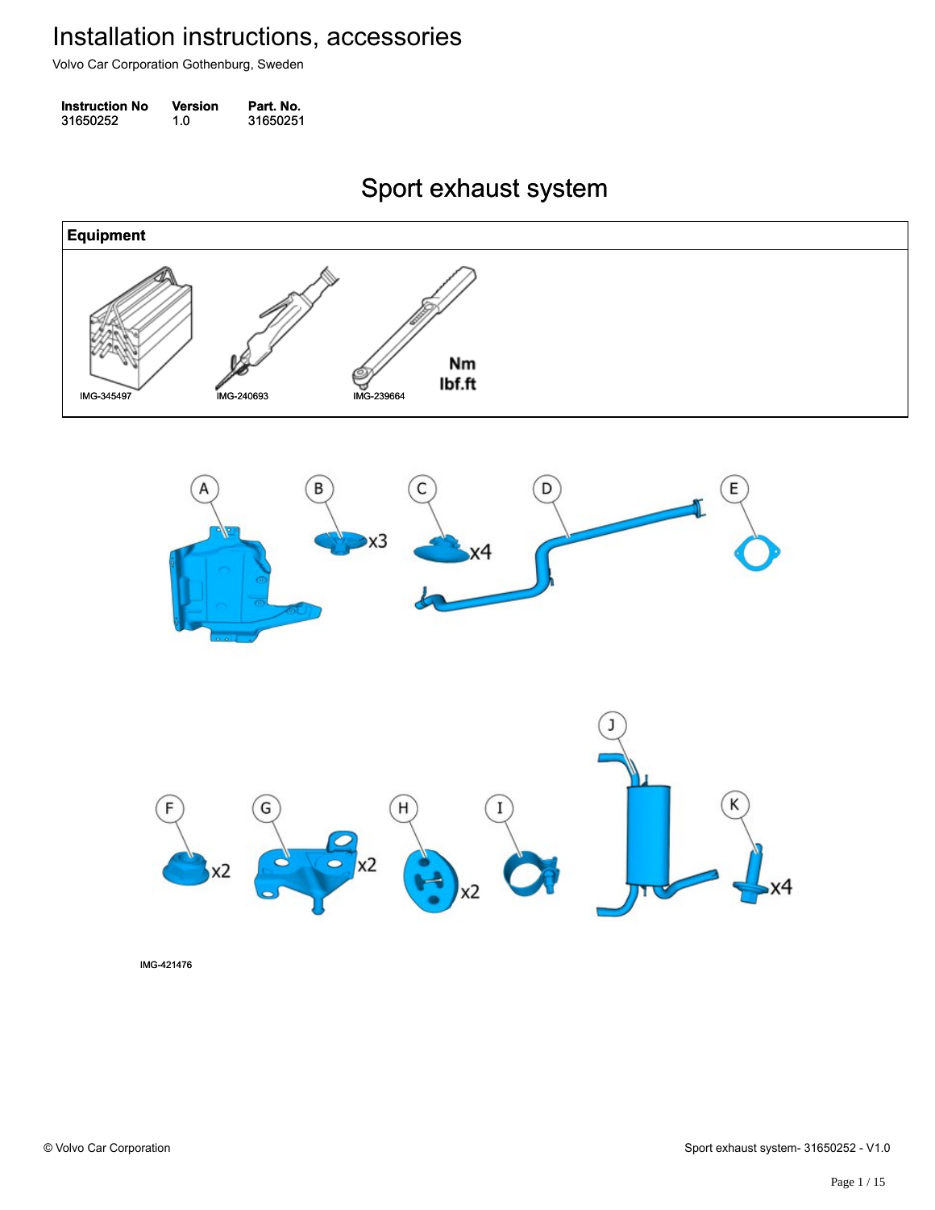# Installation instructions, accessories

Volvo Car Corporation Gothenburg, Sweden

| Instruction No | Version | Part. No. |
| --- | --- | --- |
| 31650252 | 1.0 | 31650251 |

## Sport exhaust system

| Equipment |
| --- |
| IMG-345497 IMG-240693 IMG-239664 Nm lbf.ft |

A B x3 C x4 D E

F x2 G x2 H x2 I J K x4

IMG-421476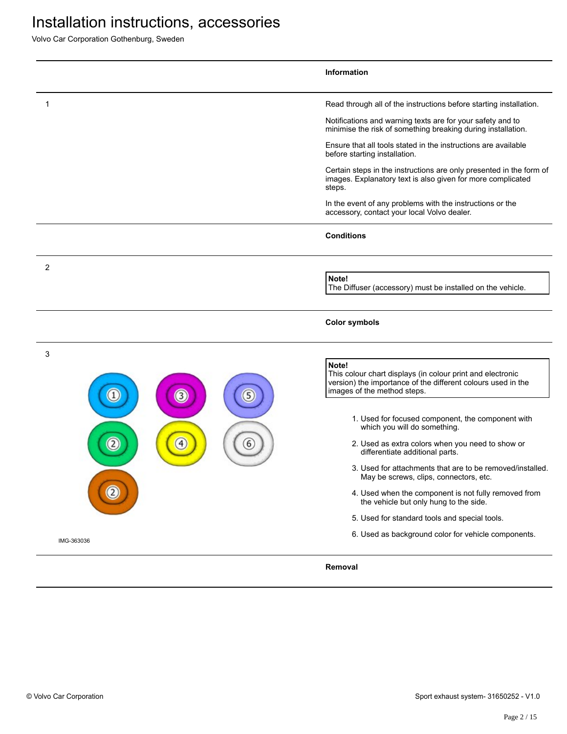# Installation instructions, accessories

Volvo Car Corporation Gothenburg, Sweden

## Information

1

Read through all of the instructions before starting installation.

Notifications and warning texts are for your safety and to minimise the risk of something breaking during installation.

Ensure that all tools stated in the instructions are available before starting installation.

Certain steps in the instructions are only presented in the form of images. Explanatory text is also given for more complicated steps.

In the event of any problems with the instructions or the accessory, contact your local Volvo dealer.

## Conditions

2

**Note!**
The Diffuser (accessory) must be installed on the vehicle.

## Color symbols

3

IMG-363036

**Note!**
This colour chart displays (in colour print and electronic version) the importance of the different colours used in the images of the method steps.

1. Used for focused component, the component with which you will do something.
2. Used as extra colors when you need to show or differentiate additional parts.
3. Used for attachments that are to be removed/installed. May be screws, clips, connectors, etc.
4. Used when the component is not fully removed from the vehicle but only hung to the side.
5. Used for standard tools and special tools.
6. Used as background color for vehicle components.

## Removal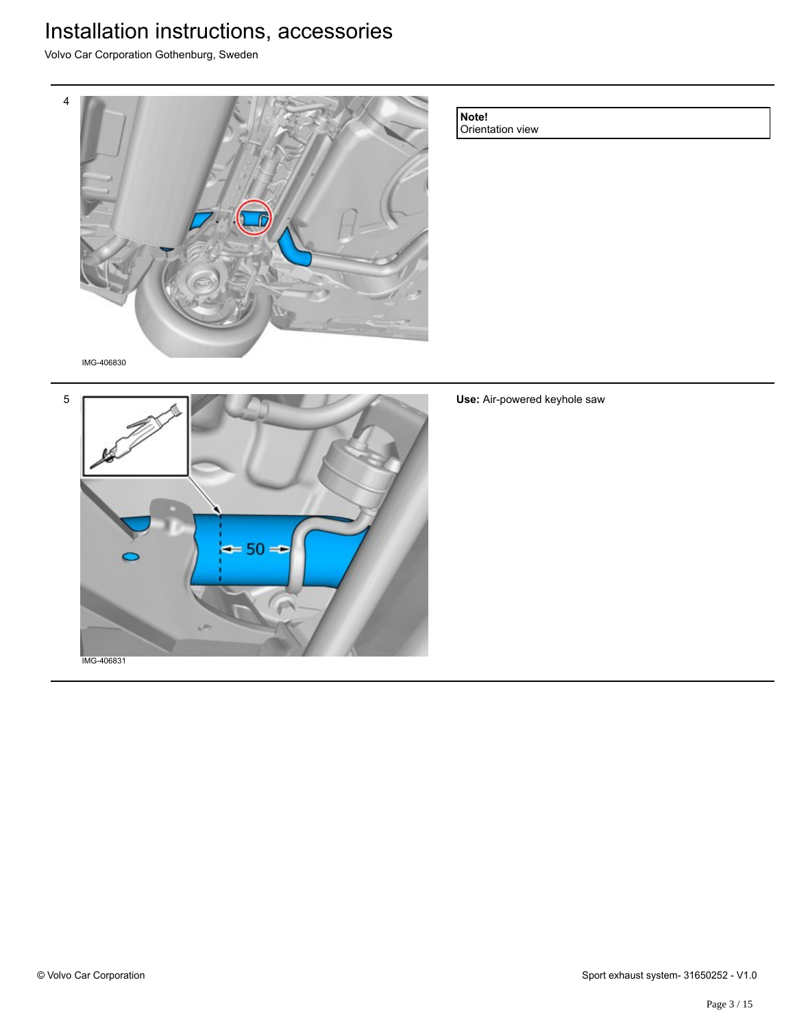# Installation instructions, accessories

Volvo Car Corporation Gothenburg, Sweden

4

IMG-406830

**Note!**
Orientation view

5

50

IMG-406831

**Use:** Air-powered keyhole saw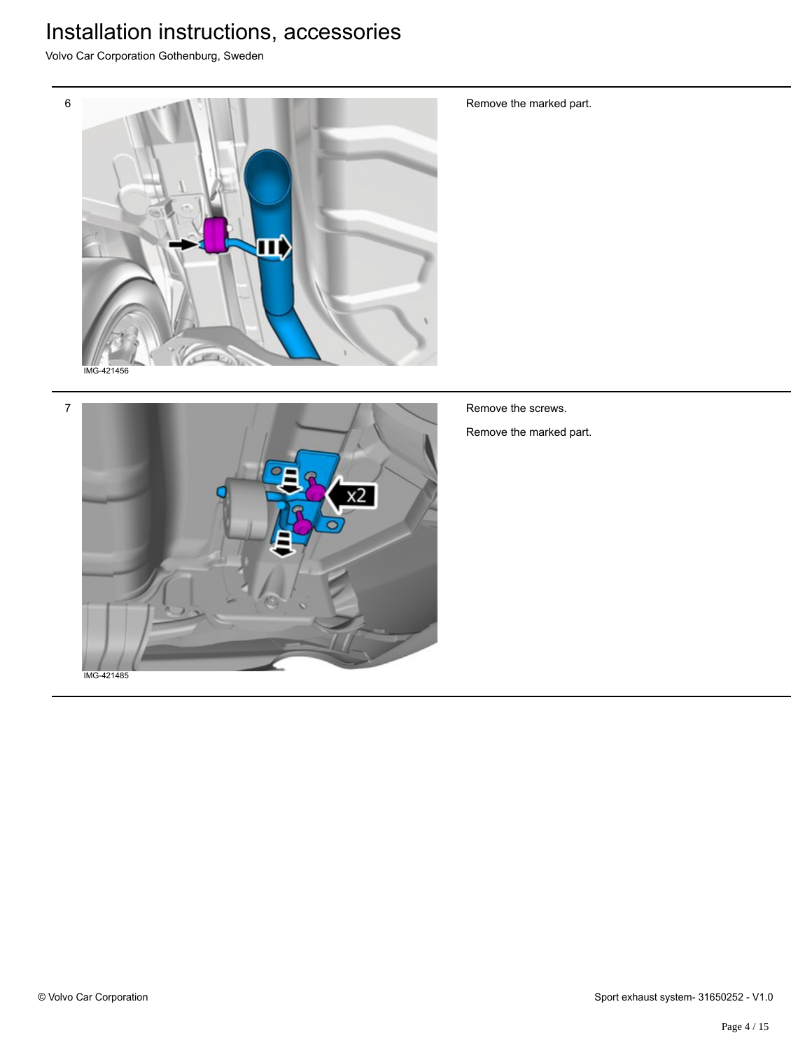6

IMG-421456

Remove the marked part.

7

IMG-421485

Remove the screws.

Remove the marked part.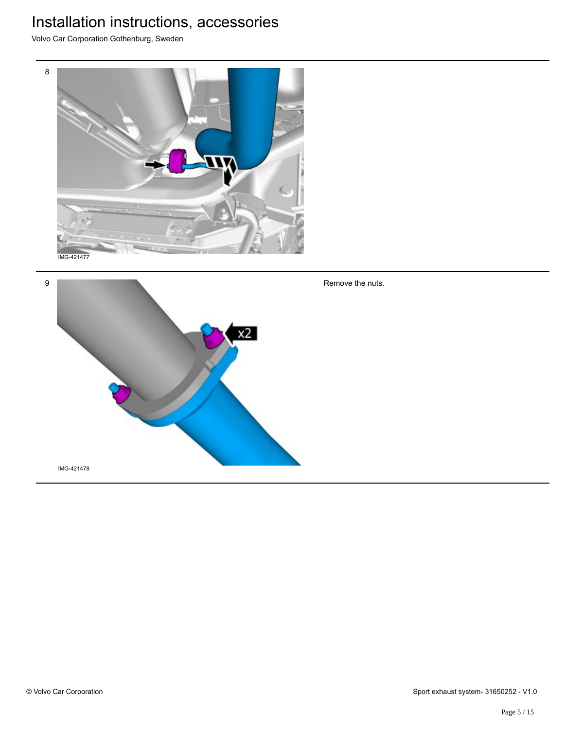8

IMG-421477

9

Remove the nuts.

IMG-421478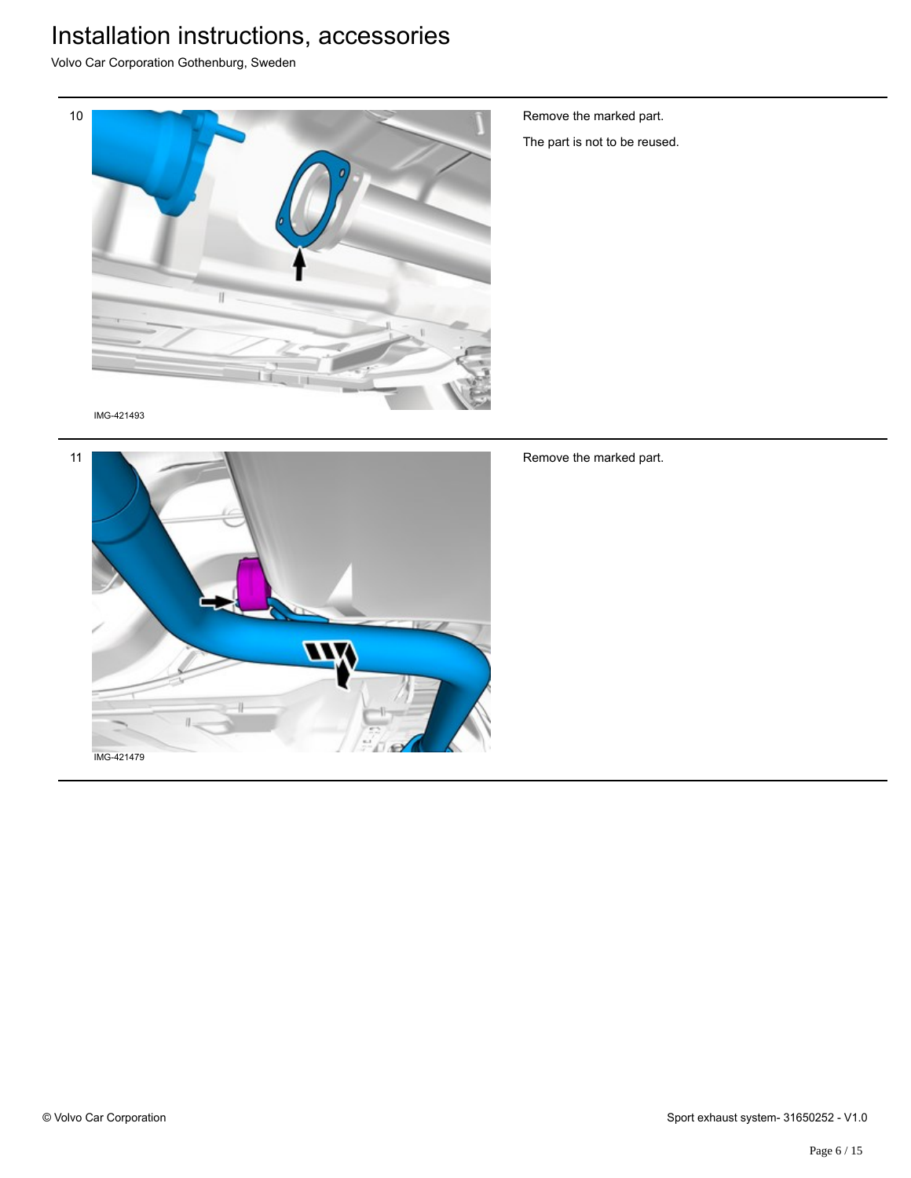# Installation instructions, accessories

Volvo Car Corporation Gothenburg, Sweden

10

IMG-421493

Remove the marked part.

The part is not to be reused.

11

IMG-421479

Remove the marked part.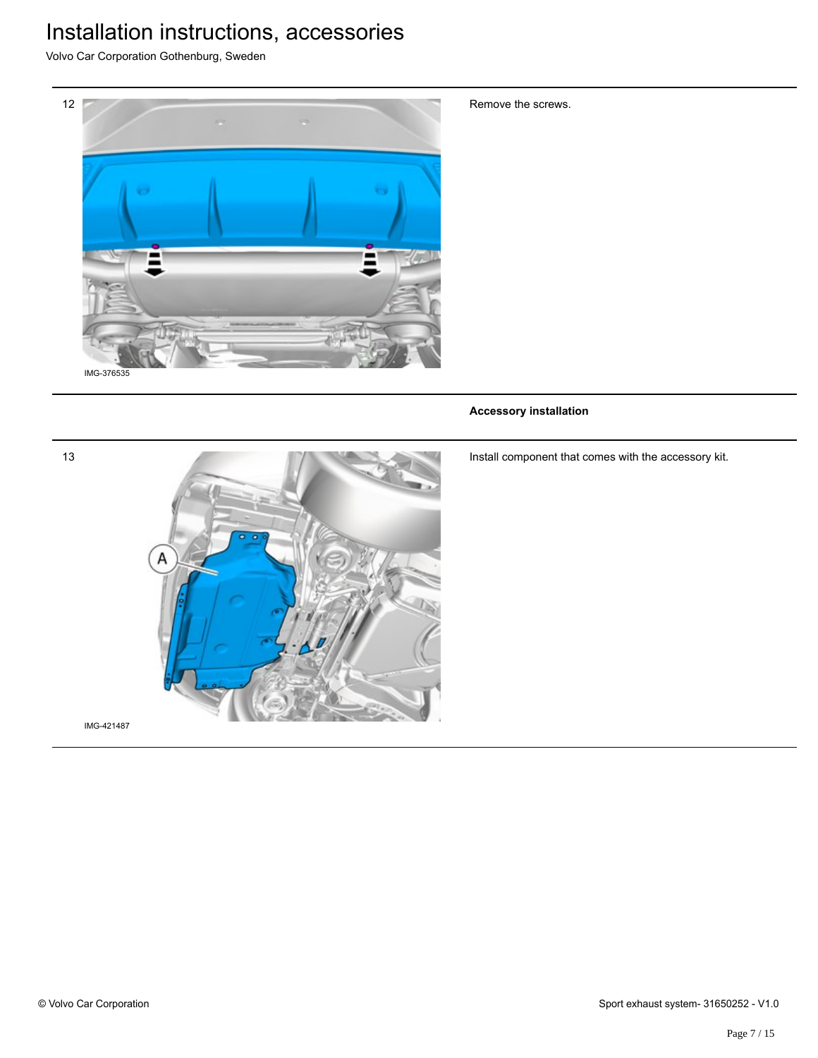12

IMG-376535

Remove the screws.

**Accessory installation**

13

A

IMG-421487

Install component that comes with the accessory kit.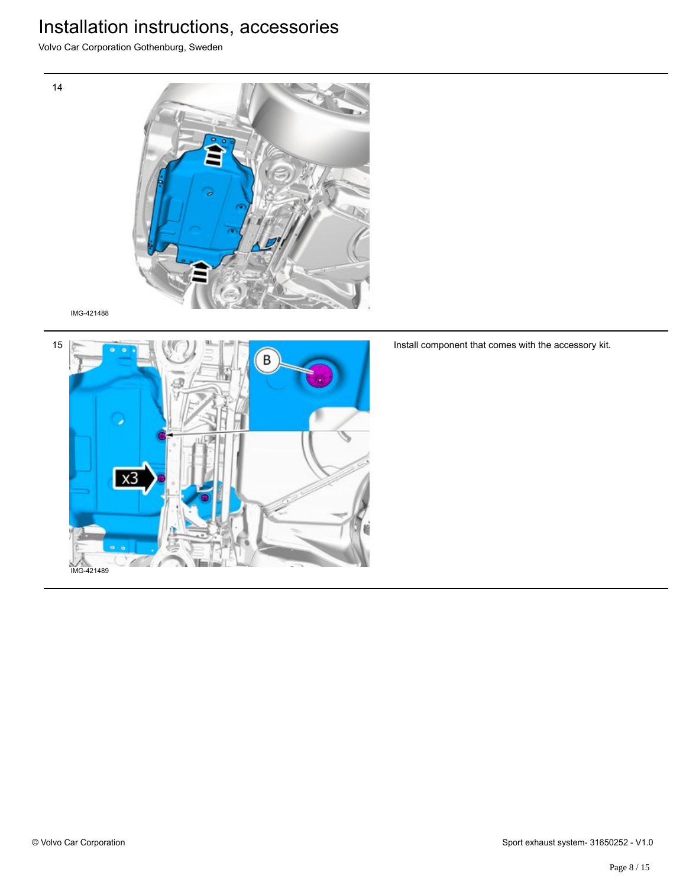14

IMG-421488

15

Install component that comes with the accessory kit.

IMG-421489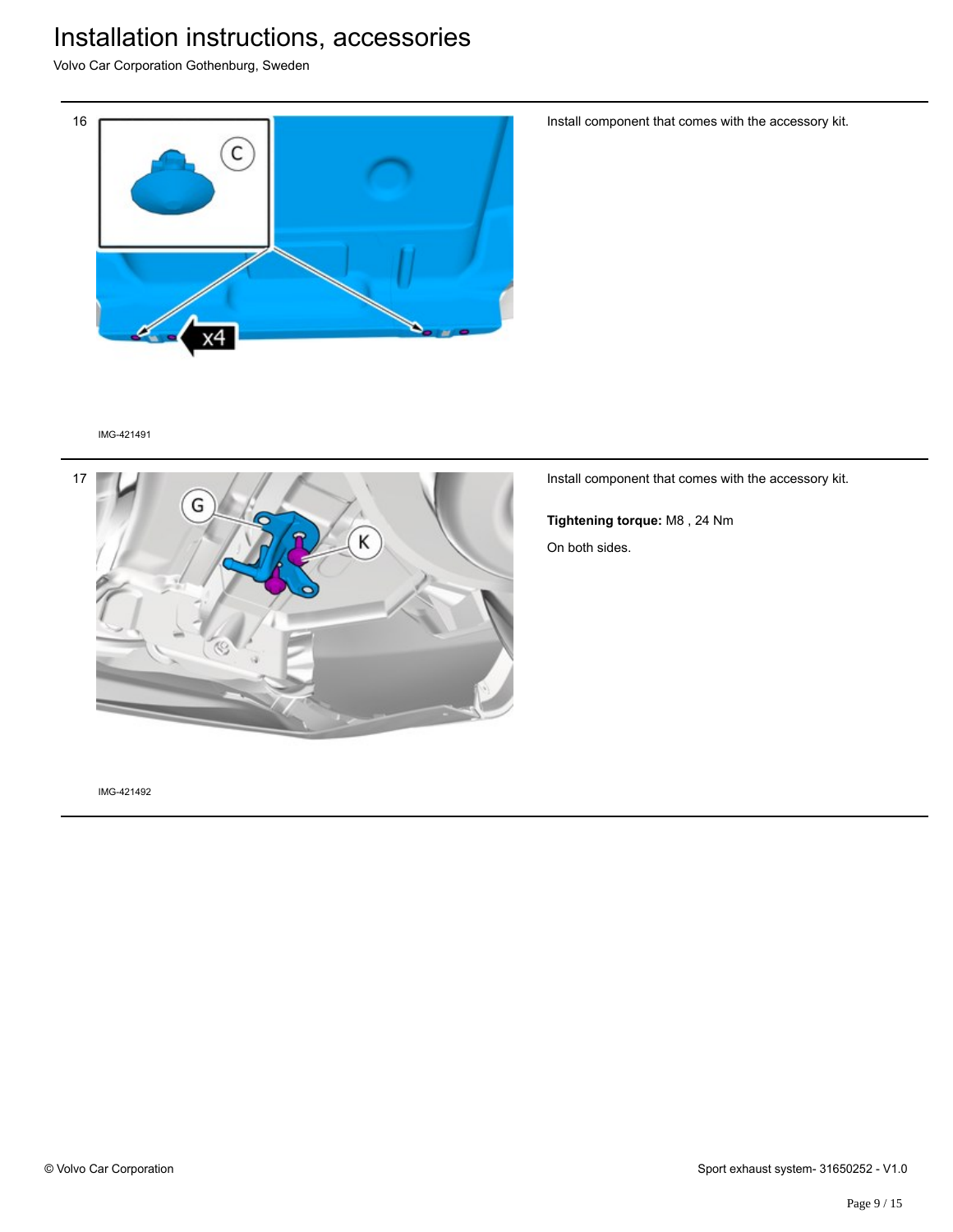16

Install component that comes with the accessory kit.

IMG-421491

17

Install component that comes with the accessory kit.

**Tightening torque:** M8 , 24 Nm

On both sides.

IMG-421492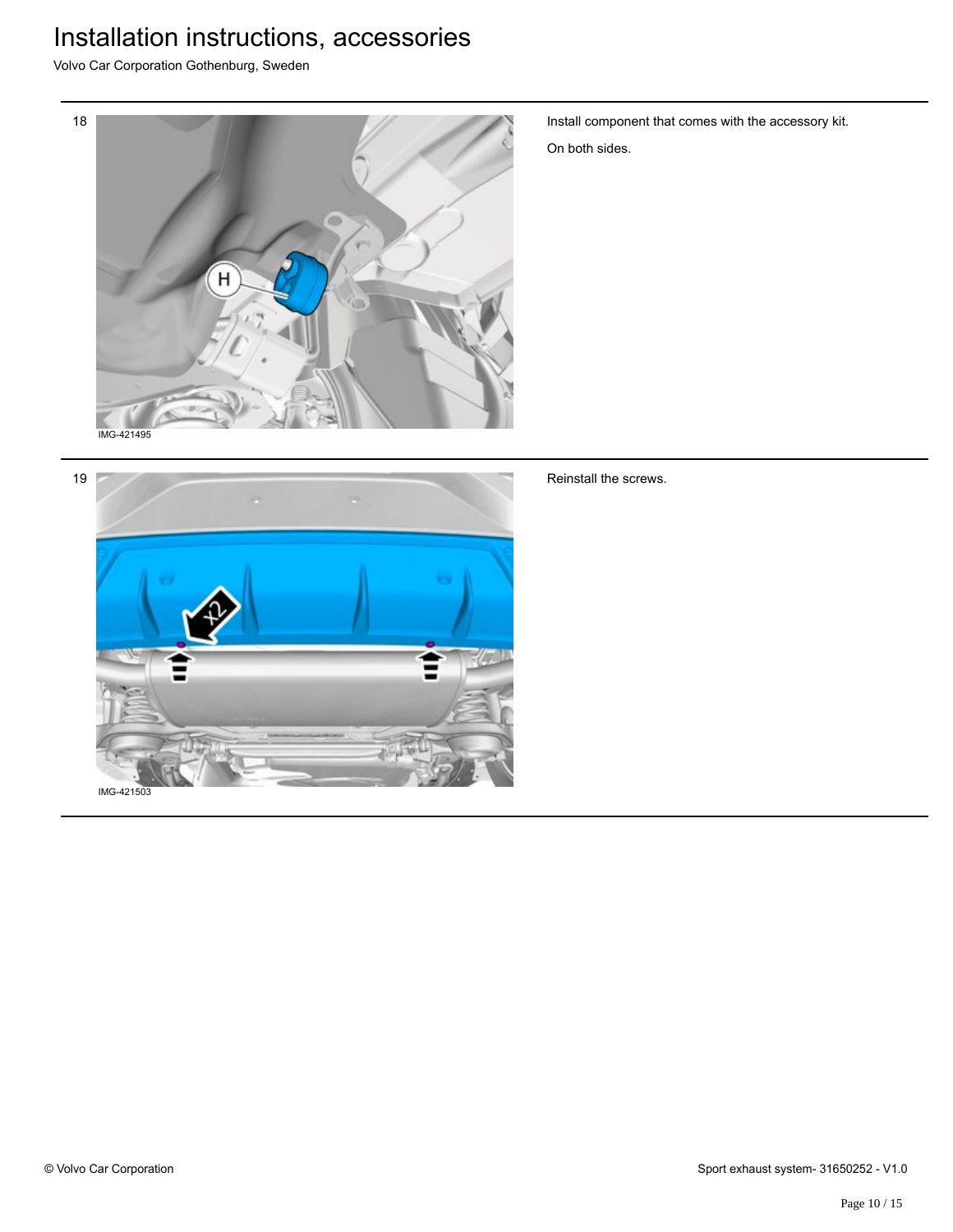18

IMG-421495

Install component that comes with the accessory kit.

On both sides.

19

IMG-421503

Reinstall the screws.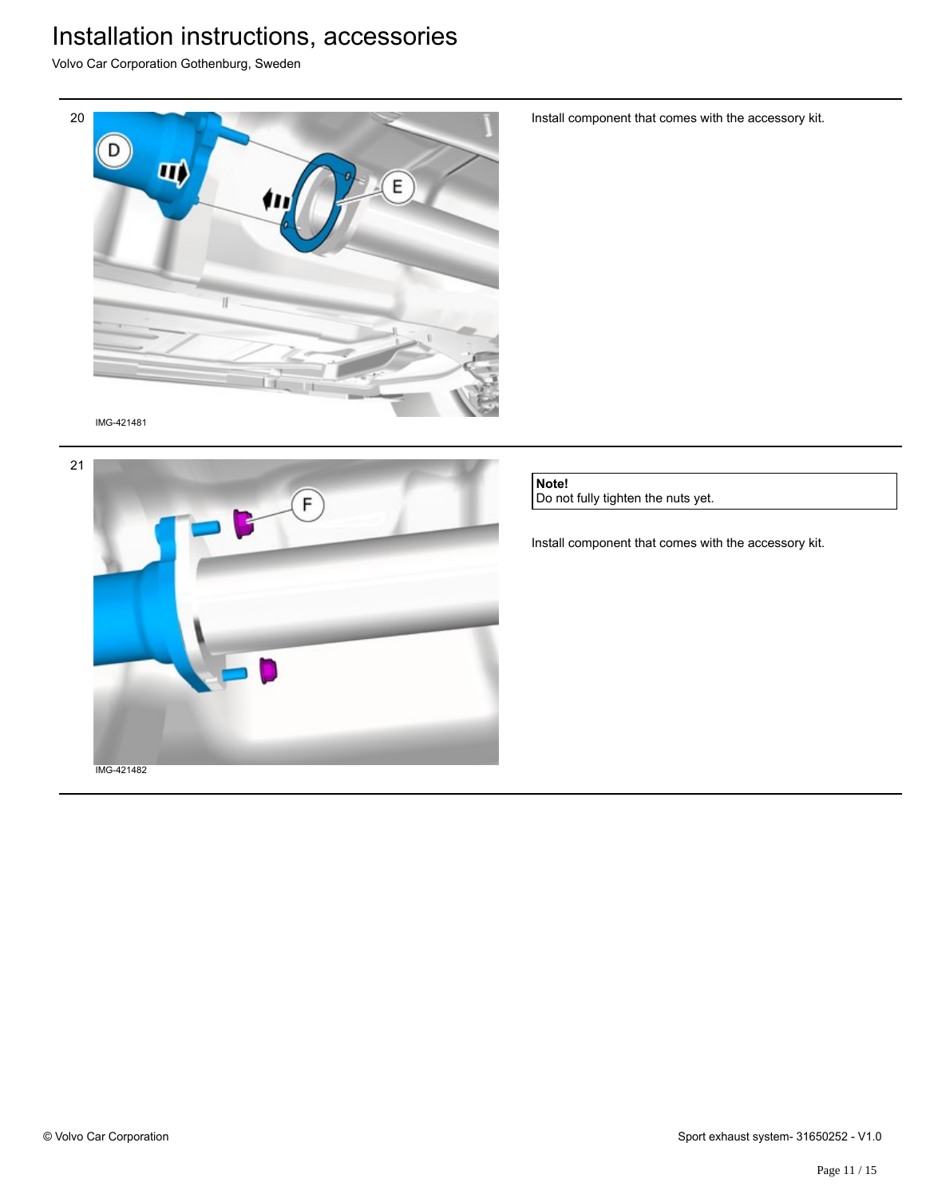20

IMG-421481

Install component that comes with the accessory kit.

21

IMG-421482

**Note!**
Do not fully tighten the nuts yet.

Install component that comes with the accessory kit.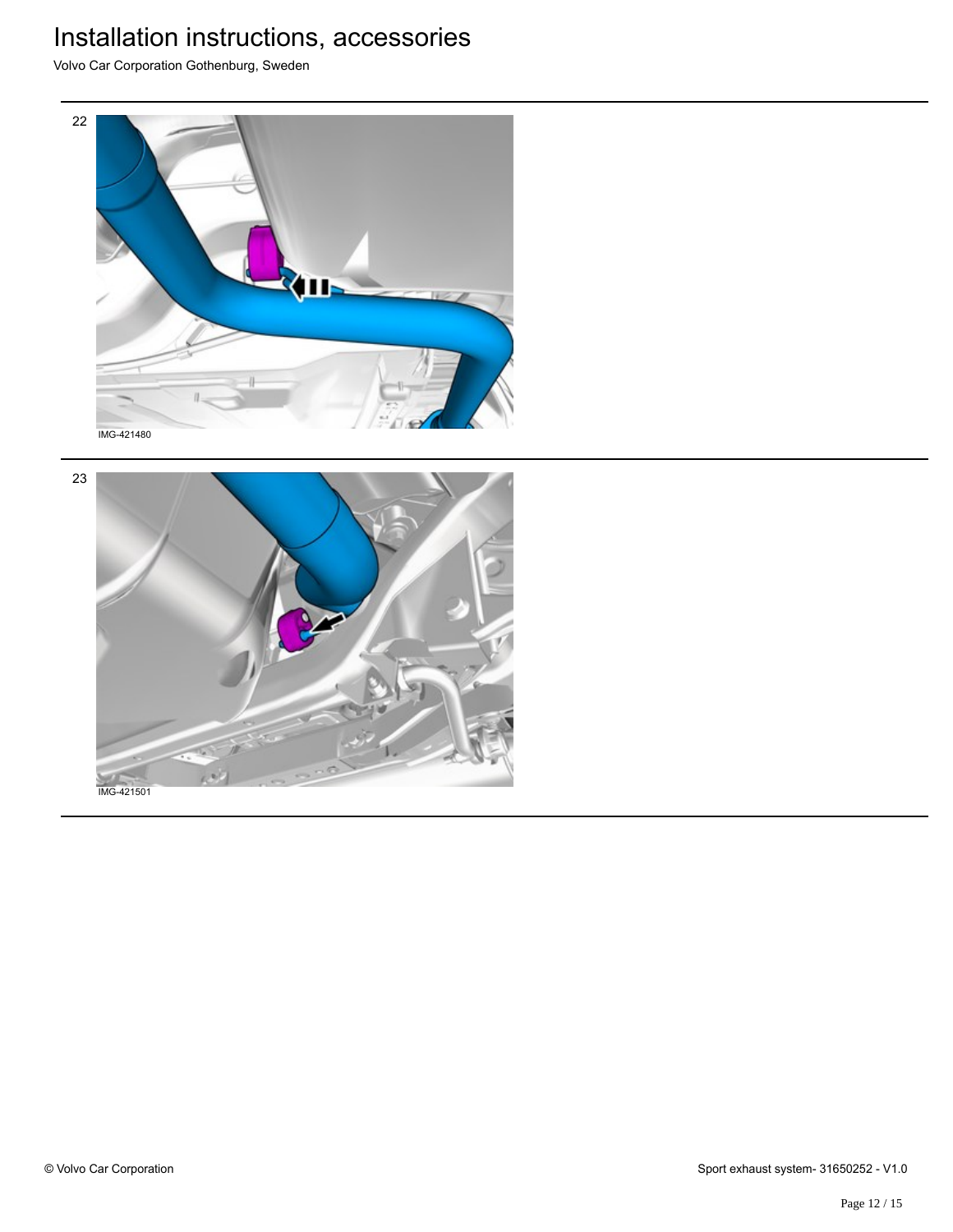22

IMG-421480

23

IMG-421501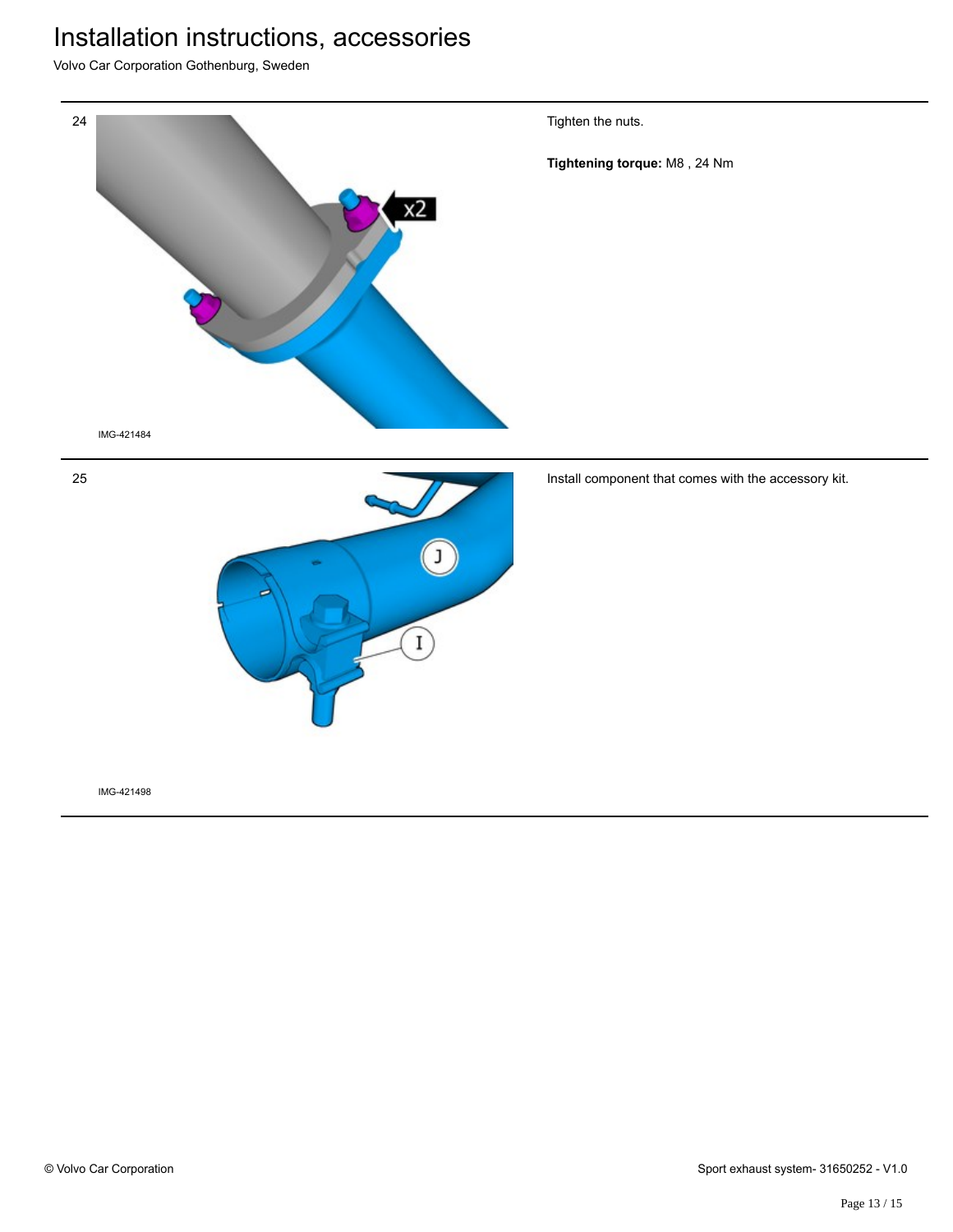| Step | Image | Instruction |
| --- | --- | --- |
| 24 | IMG-421484 | Tighten the nuts.<br><br>**Tightening torque:** M8 , 24 Nm |
| 25 | IMG-421498 | Install component that comes with the accessory kit. |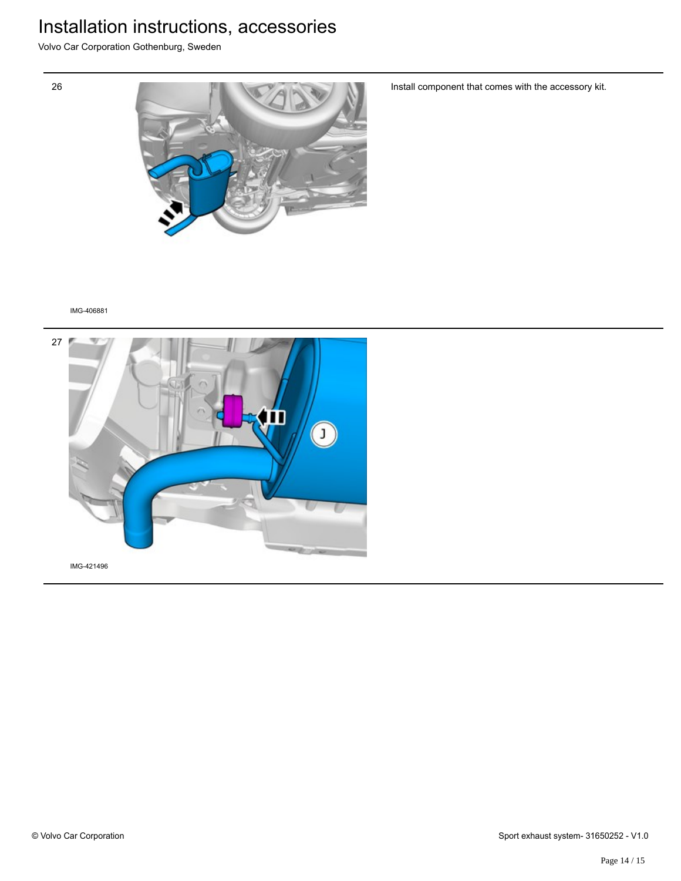26

Install component that comes with the accessory kit.

IMG-406881

27

IMG-421496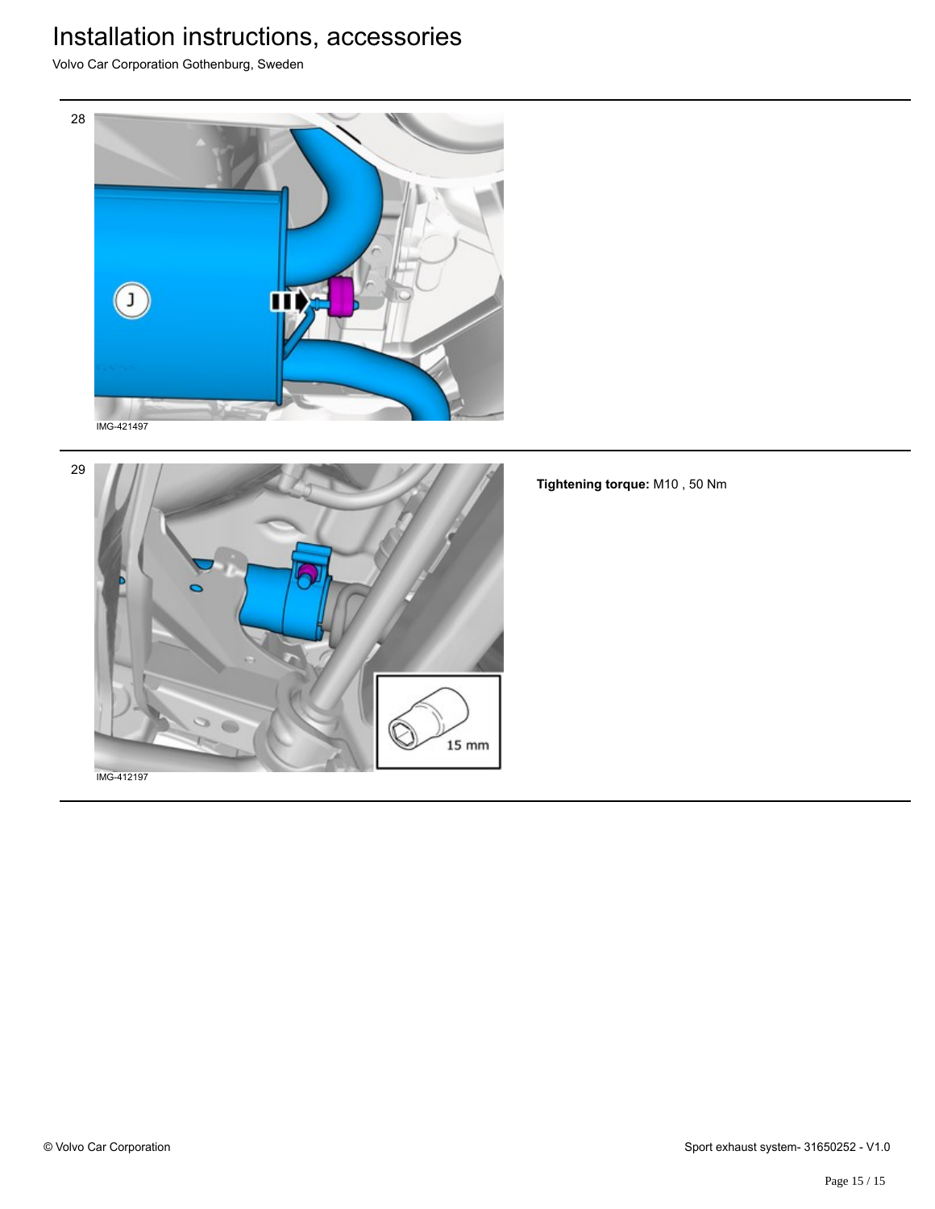28

IMG-421497

29

IMG-412197

**Tightening torque:** M10 , 50 Nm